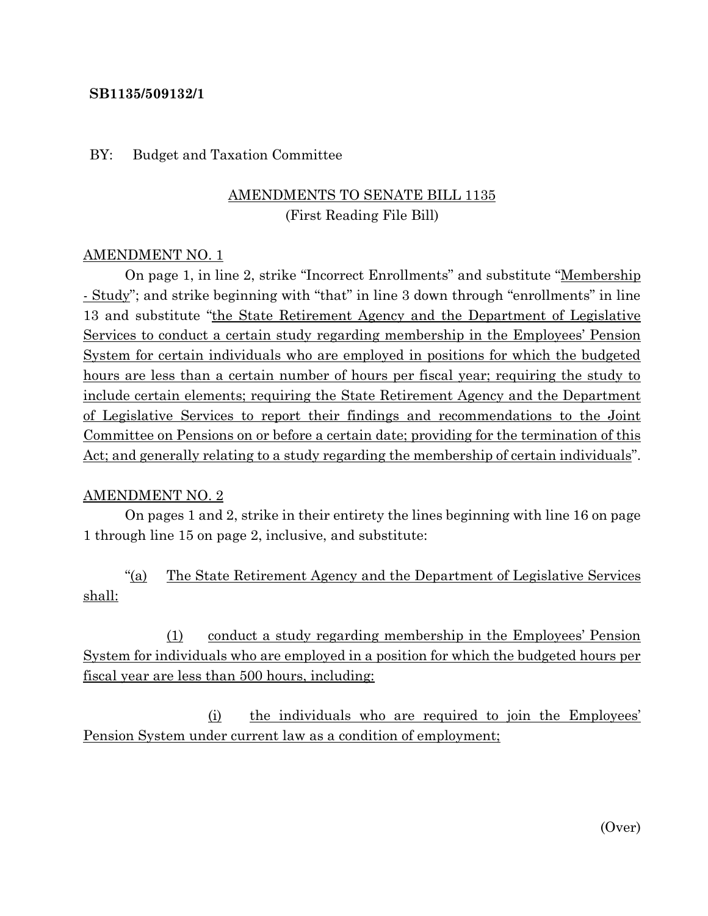**SB1135/509132/1**

BY: Budget and Taxation Committee

AMENDMENTS TO SENATE BILL 1135
(First Reading File Bill)

AMENDMENT NO. 1

On page 1, in line 2, strike "Incorrect Enrollments" and substitute "Membership - Study"; and strike beginning with "that" in line 3 down through "enrollments" in line 13 and substitute "the State Retirement Agency and the Department of Legislative Services to conduct a certain study regarding membership in the Employees' Pension System for certain individuals who are employed in positions for which the budgeted hours are less than a certain number of hours per fiscal year; requiring the study to include certain elements; requiring the State Retirement Agency and the Department of Legislative Services to report their findings and recommendations to the Joint Committee on Pensions on or before a certain date; providing for the termination of this Act; and generally relating to a study regarding the membership of certain individuals".

AMENDMENT NO. 2

On pages 1 and 2, strike in their entirety the lines beginning with line 16 on page 1 through line 15 on page 2, inclusive, and substitute:

"(a) The State Retirement Agency and the Department of Legislative Services shall:

(1) conduct a study regarding membership in the Employees' Pension System for individuals who are employed in a position for which the budgeted hours per fiscal year are less than 500 hours, including:

(i) the individuals who are required to join the Employees' Pension System under current law as a condition of employment;

(Over)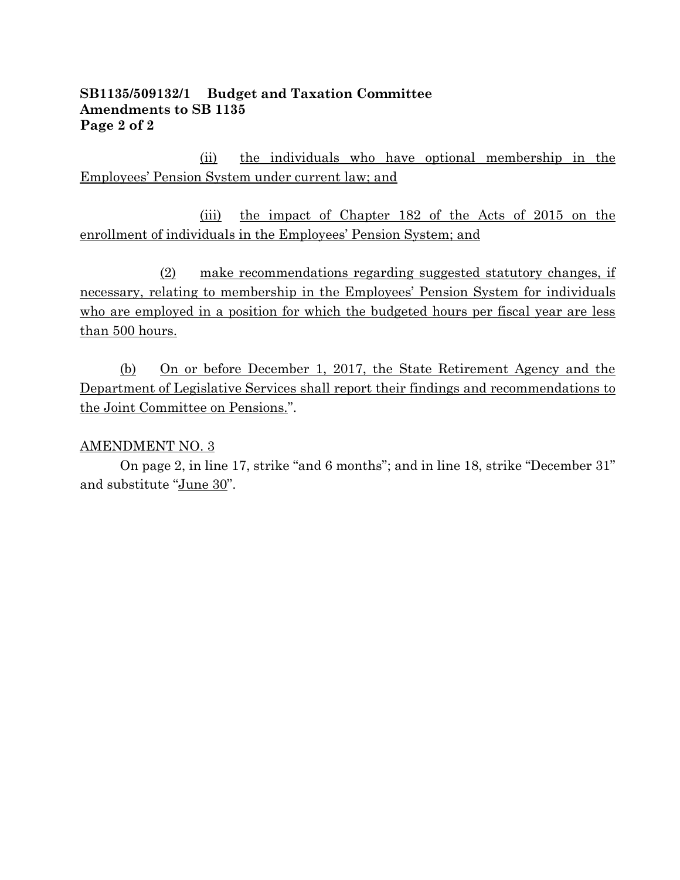(ii) the individuals who have optional membership in the Employees' Pension System under current law; and

(iii) the impact of Chapter 182 of the Acts of 2015 on the enrollment of individuals in the Employees' Pension System; and

(2) make recommendations regarding suggested statutory changes, if necessary, relating to membership in the Employees' Pension System for individuals who are employed in a position for which the budgeted hours per fiscal year are less than 500 hours.

(b) On or before December 1, 2017, the State Retirement Agency and the Department of Legislative Services shall report their findings and recommendations to the Joint Committee on Pensions.".

AMENDMENT NO. 3

On page 2, in line 17, strike "and 6 months"; and in line 18, strike "December 31" and substitute "June 30".